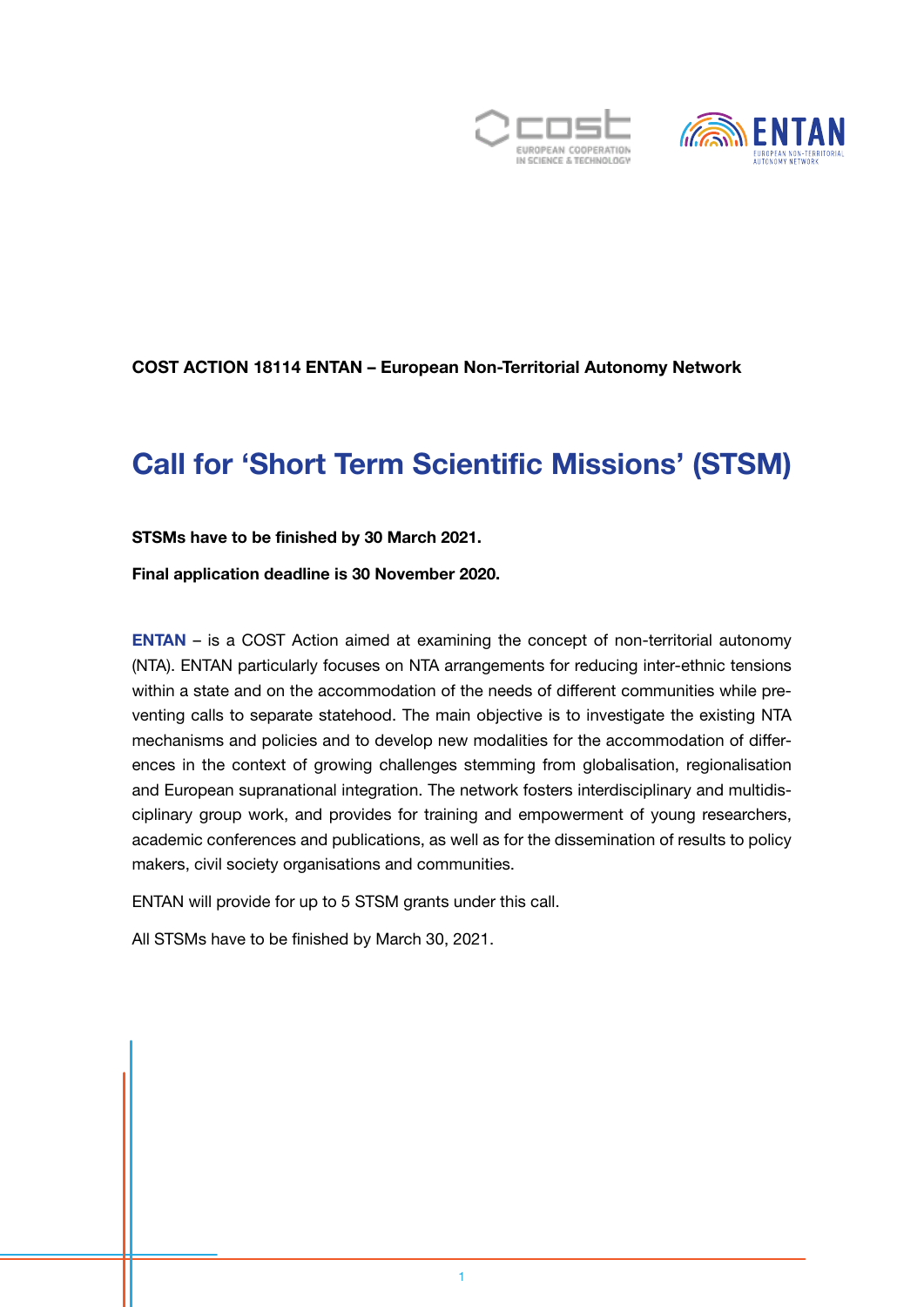**COST ACTION 18114 ENTAN – European Non-Territorial Autonomy Network**

# Call for 'Short Term Scientific Missions' (STSM)

**STSMs have to be finished by 30 March 2021.**

**Final application deadline is 30 November 2020.**

**ENTAN** – is a COST Action aimed at examining the concept of non-territorial autonomy (NTA). ENTAN particularly focuses on NTA arrangements for reducing inter-ethnic tensions within a state and on the accommodation of the needs of different communities while preventing calls to separate statehood. The main objective is to investigate the existing NTA mechanisms and policies and to develop new modalities for the accommodation of differences in the context of growing challenges stemming from globalisation, regionalisation and European supranational integration. The network fosters interdisciplinary and multidisciplinary group work, and provides for training and empowerment of young researchers, academic conferences and publications, as well as for the dissemination of results to policy makers, civil society organisations and communities.

ENTAN will provide for up to 5 STSM grants under this call.

All STSMs have to be finished by March 30, 2021.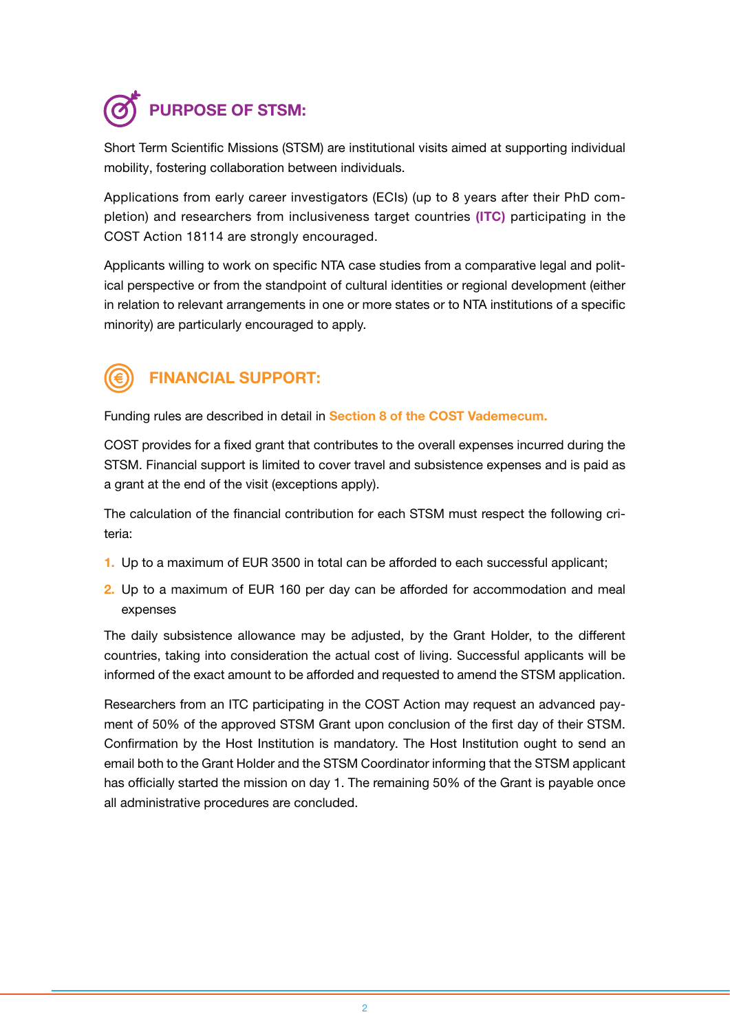## PURPOSE OF STSM:

Short Term Scientific Missions (STSM) are institutional visits aimed at supporting individual mobility, fostering collaboration between individuals.

Applications from early career investigators (ECIs) (up to 8 years after their PhD completion) and researchers from inclusiveness target countries **(ITC)** participating in the COST Action 18114 are strongly encouraged.

Applicants willing to work on specific NTA case studies from a comparative legal and political perspective or from the standpoint of cultural identities or regional development (either in relation to relevant arrangements in one or more states or to NTA institutions of a specific minority) are particularly encouraged to apply.

## FINANCIAL SUPPORT:

Funding rules are described in detail in **Section 8 of the COST Vademecum.**

COST provides for a fixed grant that contributes to the overall expenses incurred during the STSM. Financial support is limited to cover travel and subsistence expenses and is paid as a grant at the end of the visit (exceptions apply).

The calculation of the financial contribution for each STSM must respect the following criteria:

1. Up to a maximum of EUR 3500 in total can be afforded to each successful applicant;
2. Up to a maximum of EUR 160 per day can be afforded for accommodation and meal expenses

The daily subsistence allowance may be adjusted, by the Grant Holder, to the different countries, taking into consideration the actual cost of living. Successful applicants will be informed of the exact amount to be afforded and requested to amend the STSM application.

Researchers from an ITC participating in the COST Action may request an advanced payment of 50% of the approved STSM Grant upon conclusion of the first day of their STSM. Confirmation by the Host Institution is mandatory. The Host Institution ought to send an email both to the Grant Holder and the STSM Coordinator informing that the STSM applicant has officially started the mission on day 1. The remaining 50% of the Grant is payable once all administrative procedures are concluded.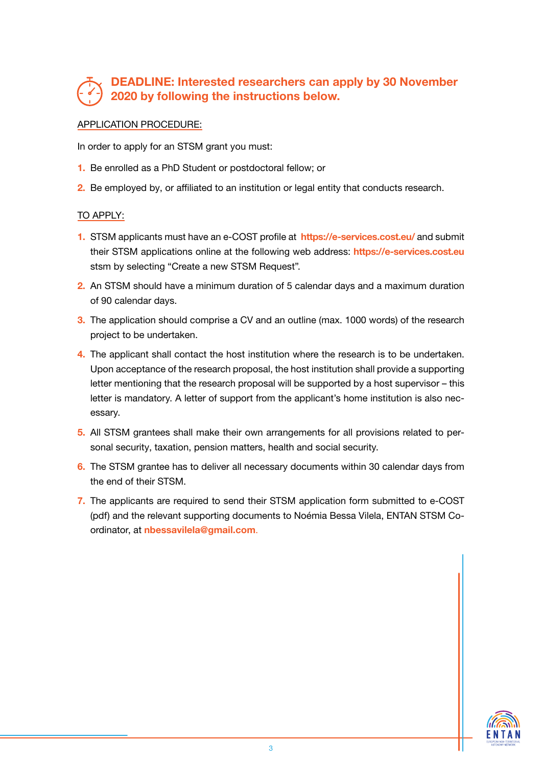**DEADLINE: Interested researchers can apply by 30 November 2020 by following the instructions below.**

APPLICATION PROCEDURE:

In order to apply for an STSM grant you must:

1. Be enrolled as a PhD Student or postdoctoral fellow; or
2. Be employed by, or affiliated to an institution or legal entity that conducts research.

TO APPLY:

1. STSM applicants must have an e-COST profile at **https://e-services.cost.eu/** and submit their STSM applications online at the following web address: **https://e-services.cost.eu** stsm by selecting "Create a new STSM Request".
2. An STSM should have a minimum duration of 5 calendar days and a maximum duration of 90 calendar days.
3. The application should comprise a CV and an outline (max. 1000 words) of the research project to be undertaken.
4. The applicant shall contact the host institution where the research is to be undertaken. Upon acceptance of the research proposal, the host institution shall provide a supporting letter mentioning that the research proposal will be supported by a host supervisor – this letter is mandatory. A letter of support from the applicant's home institution is also necessary.
5. All STSM grantees shall make their own arrangements for all provisions related to personal security, taxation, pension matters, health and social security.
6. The STSM grantee has to deliver all necessary documents within 30 calendar days from the end of their STSM.
7. The applicants are required to send their STSM application form submitted to e-COST (pdf) and the relevant supporting documents to Noémia Bessa Vilela, ENTAN STSM Coordinator, at **nbessavilela@gmail.com**.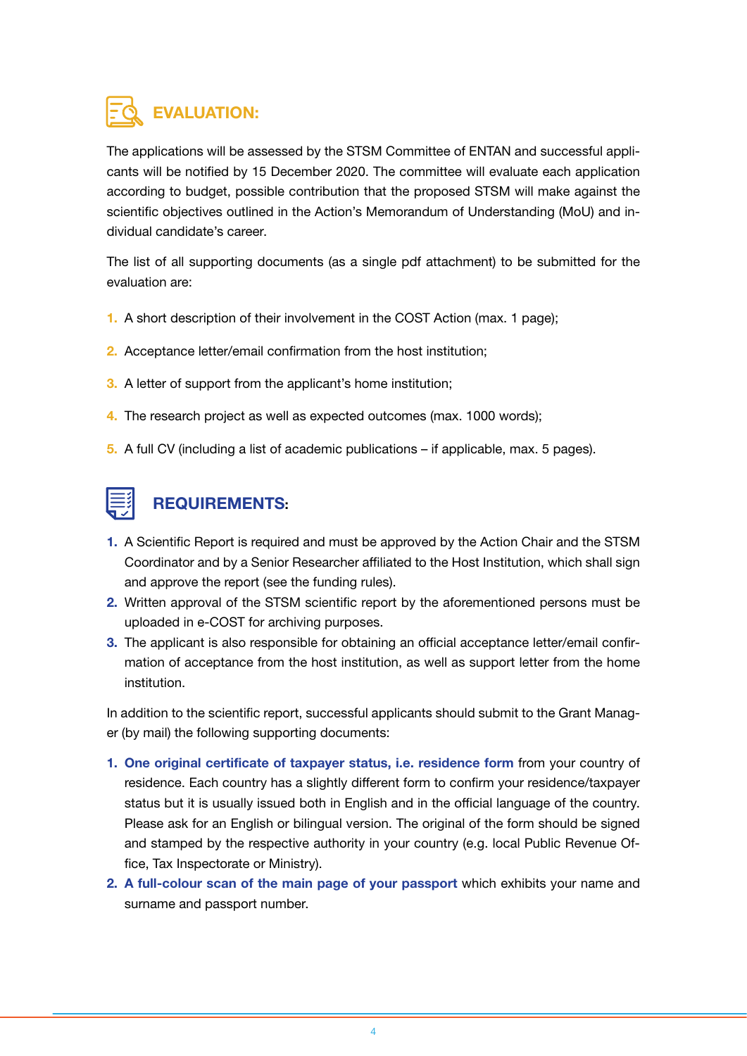## EVALUATION:

The applications will be assessed by the STSM Committee of ENTAN and successful applicants will be notified by 15 December 2020. The committee will evaluate each application according to budget, possible contribution that the proposed STSM will make against the scientific objectives outlined in the Action's Memorandum of Understanding (MoU) and individual candidate's career.

The list of all supporting documents (as a single pdf attachment) to be submitted for the evaluation are:

1. A short description of their involvement in the COST Action (max. 1 page);
2. Acceptance letter/email confirmation from the host institution;
3. A letter of support from the applicant's home institution;
4. The research project as well as expected outcomes (max. 1000 words);
5. A full CV (including a list of academic publications – if applicable, max. 5 pages).

## REQUIREMENTS:

1. A Scientific Report is required and must be approved by the Action Chair and the STSM Coordinator and by a Senior Researcher affiliated to the Host Institution, which shall sign and approve the report (see the funding rules).
2. Written approval of the STSM scientific report by the aforementioned persons must be uploaded in e-COST for archiving purposes.
3. The applicant is also responsible for obtaining an official acceptance letter/email confirmation of acceptance from the host institution, as well as support letter from the home institution.

In addition to the scientific report, successful applicants should submit to the Grant Manager (by mail) the following supporting documents:

1. **One original certificate of taxpayer status, i.e. residence form** from your country of residence. Each country has a slightly different form to confirm your residence/taxpayer status but it is usually issued both in English and in the official language of the country. Please ask for an English or bilingual version. The original of the form should be signed and stamped by the respective authority in your country (e.g. local Public Revenue Office, Tax Inspectorate or Ministry).
2. **A full-colour scan of the main page of your passport** which exhibits your name and surname and passport number.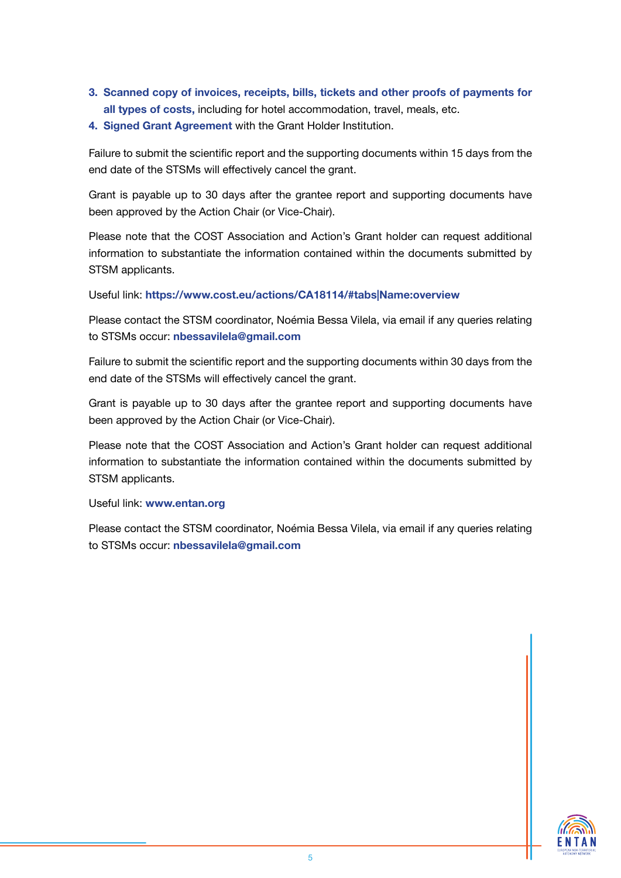3. **Scanned copy of invoices, receipts, bills, tickets and other proofs of payments for all types of costs,** including for hotel accommodation, travel, meals, etc.
4. **Signed Grant Agreement** with the Grant Holder Institution.

Failure to submit the scientific report and the supporting documents within 15 days from the end date of the STSMs will effectively cancel the grant.

Grant is payable up to 30 days after the grantee report and supporting documents have been approved by the Action Chair (or Vice-Chair).

Please note that the COST Association and Action's Grant holder can request additional information to substantiate the information contained within the documents submitted by STSM applicants.

Useful link: **https://www.cost.eu/actions/CA18114/#tabs|Name:overview**

Please contact the STSM coordinator, Noémia Bessa Vilela, via email if any queries relating to STSMs occur: **nbessavilela@gmail.com**

Failure to submit the scientific report and the supporting documents within 30 days from the end date of the STSMs will effectively cancel the grant.

Grant is payable up to 30 days after the grantee report and supporting documents have been approved by the Action Chair (or Vice-Chair).

Please note that the COST Association and Action's Grant holder can request additional information to substantiate the information contained within the documents submitted by STSM applicants.

Useful link: **www.entan.org**

Please contact the STSM coordinator, Noémia Bessa Vilela, via email if any queries relating to STSMs occur: **nbessavilela@gmail.com**